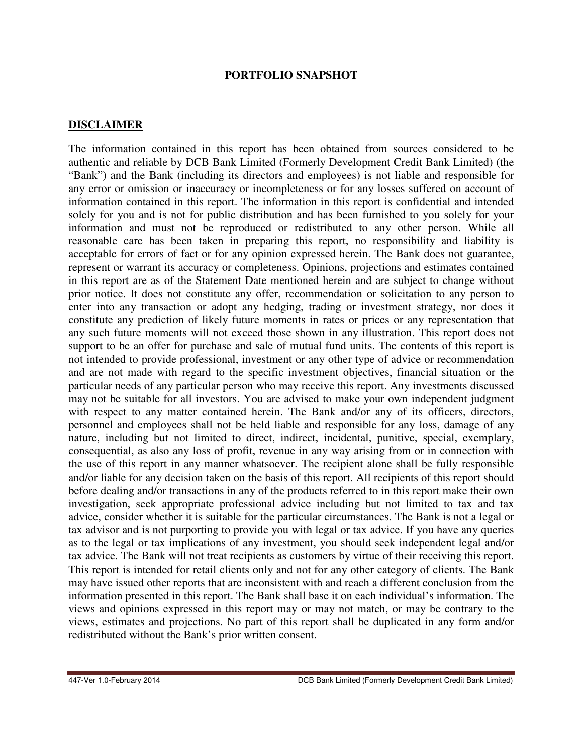# PORTFOLIO SNAPSHOT

## DISCLAIMER

The information contained in this report has been obtained from sources considered to be authentic and reliable by DCB Bank Limited (Formerly Development Credit Bank Limited) (the "Bank") and the Bank (including its directors and employees) is not liable and responsible for any error or omission or inaccuracy or incompleteness or for any losses suffered on account of information contained in this report. The information in this report is confidential and intended solely for you and is not for public distribution and has been furnished to you solely for your information and must not be reproduced or redistributed to any other person. While all reasonable care has been taken in preparing this report, no responsibility and liability is acceptable for errors of fact or for any opinion expressed herein. The Bank does not guarantee, represent or warrant its accuracy or completeness. Opinions, projections and estimates contained in this report are as of the Statement Date mentioned herein and are subject to change without prior notice. It does not constitute any offer, recommendation or solicitation to any person to enter into any transaction or adopt any hedging, trading or investment strategy, nor does it constitute any prediction of likely future moments in rates or prices or any representation that any such future moments will not exceed those shown in any illustration. This report does not support to be an offer for purchase and sale of mutual fund units. The contents of this report is not intended to provide professional, investment or any other type of advice or recommendation and are not made with regard to the specific investment objectives, financial situation or the particular needs of any particular person who may receive this report. Any investments discussed may not be suitable for all investors. You are advised to make your own independent judgment with respect to any matter contained herein. The Bank and/or any of its officers, directors, personnel and employees shall not be held liable and responsible for any loss, damage of any nature, including but not limited to direct, indirect, incidental, punitive, special, exemplary, consequential, as also any loss of profit, revenue in any way arising from or in connection with the use of this report in any manner whatsoever. The recipient alone shall be fully responsible and/or liable for any decision taken on the basis of this report. All recipients of this report should before dealing and/or transactions in any of the products referred to in this report make their own investigation, seek appropriate professional advice including but not limited to tax and tax advice, consider whether it is suitable for the particular circumstances. The Bank is not a legal or tax advisor and is not purporting to provide you with legal or tax advice. If you have any queries as to the legal or tax implications of any investment, you should seek independent legal and/or tax advice. The Bank will not treat recipients as customers by virtue of their receiving this report. This report is intended for retail clients only and not for any other category of clients. The Bank may have issued other reports that are inconsistent with and reach a different conclusion from the information presented in this report. The Bank shall base it on each individual's information. The views and opinions expressed in this report may or may not match, or may be contrary to the views, estimates and projections. No part of this report shall be duplicated in any form and/or redistributed without the Bank's prior written consent.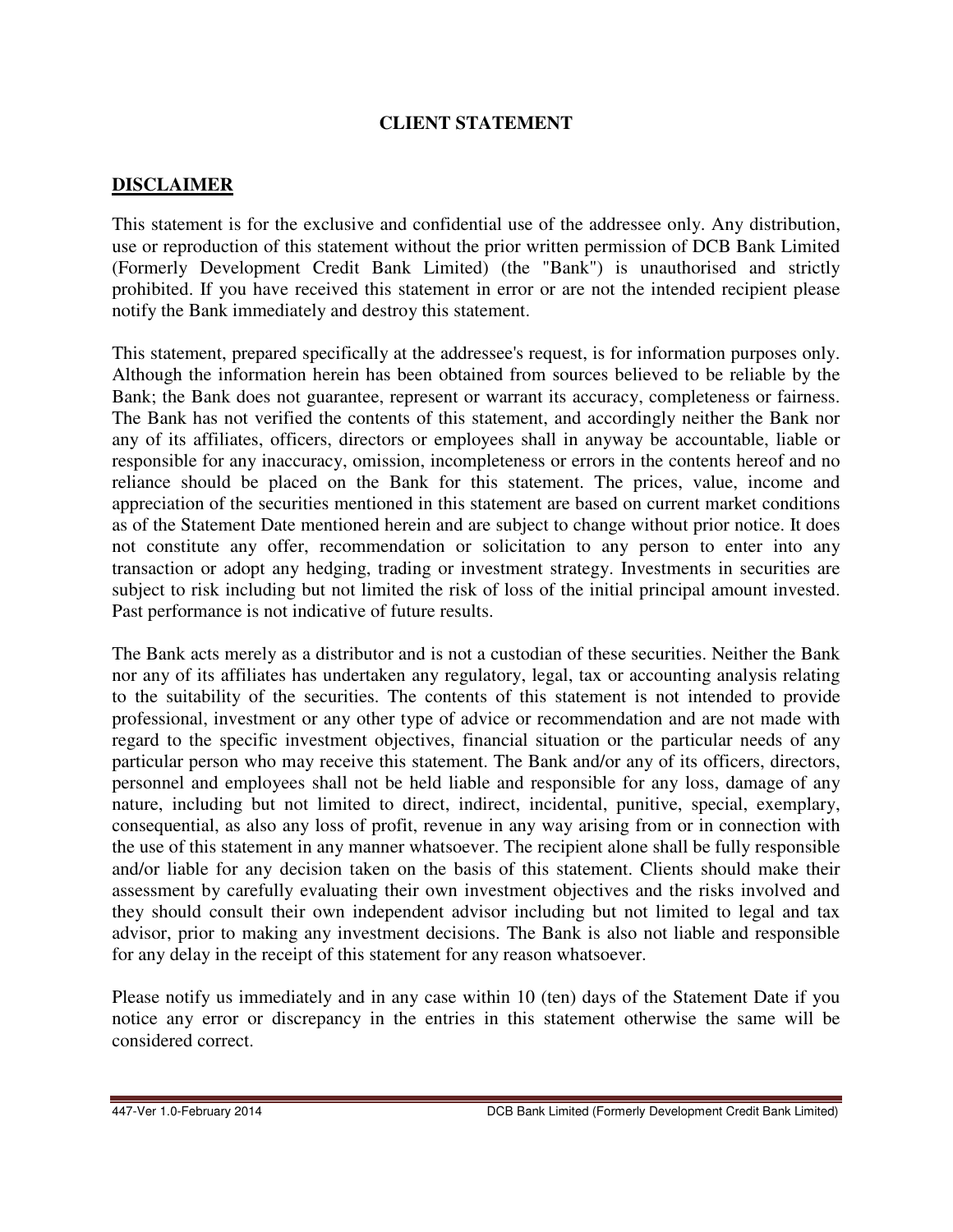# CLIENT STATEMENT

## DISCLAIMER

This statement is for the exclusive and confidential use of the addressee only. Any distribution, use or reproduction of this statement without the prior written permission of DCB Bank Limited (Formerly Development Credit Bank Limited) (the "Bank") is unauthorised and strictly prohibited. If you have received this statement in error or are not the intended recipient please notify the Bank immediately and destroy this statement.

This statement, prepared specifically at the addressee's request, is for information purposes only. Although the information herein has been obtained from sources believed to be reliable by the Bank; the Bank does not guarantee, represent or warrant its accuracy, completeness or fairness. The Bank has not verified the contents of this statement, and accordingly neither the Bank nor any of its affiliates, officers, directors or employees shall in anyway be accountable, liable or responsible for any inaccuracy, omission, incompleteness or errors in the contents hereof and no reliance should be placed on the Bank for this statement. The prices, value, income and appreciation of the securities mentioned in this statement are based on current market conditions as of the Statement Date mentioned herein and are subject to change without prior notice. It does not constitute any offer, recommendation or solicitation to any person to enter into any transaction or adopt any hedging, trading or investment strategy. Investments in securities are subject to risk including but not limited the risk of loss of the initial principal amount invested. Past performance is not indicative of future results.

The Bank acts merely as a distributor and is not a custodian of these securities. Neither the Bank nor any of its affiliates has undertaken any regulatory, legal, tax or accounting analysis relating to the suitability of the securities. The contents of this statement is not intended to provide professional, investment or any other type of advice or recommendation and are not made with regard to the specific investment objectives, financial situation or the particular needs of any particular person who may receive this statement. The Bank and/or any of its officers, directors, personnel and employees shall not be held liable and responsible for any loss, damage of any nature, including but not limited to direct, indirect, incidental, punitive, special, exemplary, consequential, as also any loss of profit, revenue in any way arising from or in connection with the use of this statement in any manner whatsoever. The recipient alone shall be fully responsible and/or liable for any decision taken on the basis of this statement. Clients should make their assessment by carefully evaluating their own investment objectives and the risks involved and they should consult their own independent advisor including but not limited to legal and tax advisor, prior to making any investment decisions. The Bank is also not liable and responsible for any delay in the receipt of this statement for any reason whatsoever.

Please notify us immediately and in any case within 10 (ten) days of the Statement Date if you notice any error or discrepancy in the entries in this statement otherwise the same will be considered correct.